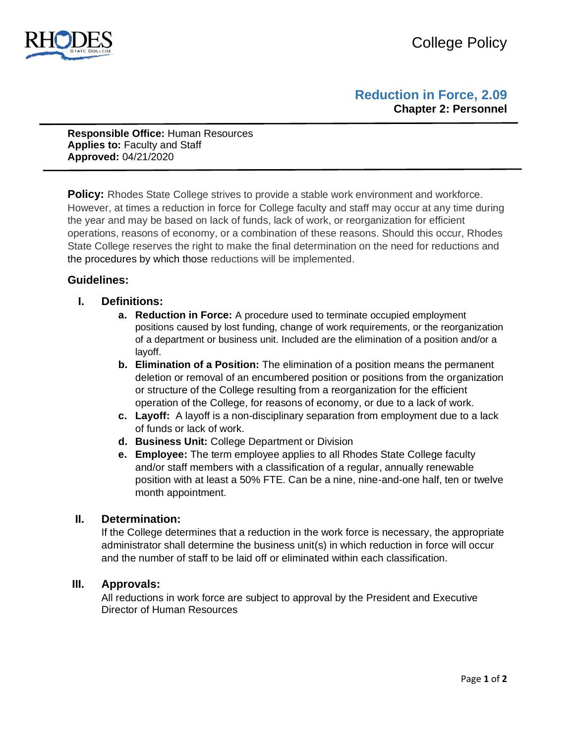College Policy

# Reduction in Force, 2.09

**Chapter 2: Personnel**

**Responsible Office:** Human Resources
**Applies to:** Faculty and Staff
**Approved:** 04/21/2020

**Policy:** Rhodes State College strives to provide a stable work environment and workforce. However, at times a reduction in force for College faculty and staff may occur at any time during the year and may be based on lack of funds, lack of work, or reorganization for efficient operations, reasons of economy, or a combination of these reasons. Should this occur, Rhodes State College reserves the right to make the final determination on the need for reductions and the procedures by which those reductions will be implemented.

## Guidelines:

### I. Definitions:

a. **Reduction in Force:** A procedure used to terminate occupied employment positions caused by lost funding, change of work requirements, or the reorganization of a department or business unit. Included are the elimination of a position and/or a layoff.

b. **Elimination of a Position:** The elimination of a position means the permanent deletion or removal of an encumbered position or positions from the organization or structure of the College resulting from a reorganization for the efficient operation of the College, for reasons of economy, or due to a lack of work.

c. **Layoff:** A layoff is a non-disciplinary separation from employment due to a lack of funds or lack of work.

d. **Business Unit:** College Department or Division

e. **Employee:** The term employee applies to all Rhodes State College faculty and/or staff members with a classification of a regular, annually renewable position with at least a 50% FTE. Can be a nine, nine-and-one half, ten or twelve month appointment.

### II. Determination:

If the College determines that a reduction in the work force is necessary, the appropriate administrator shall determine the business unit(s) in which reduction in force will occur and the number of staff to be laid off or eliminated within each classification.

### III. Approvals:

All reductions in work force are subject to approval by the President and Executive Director of Human Resources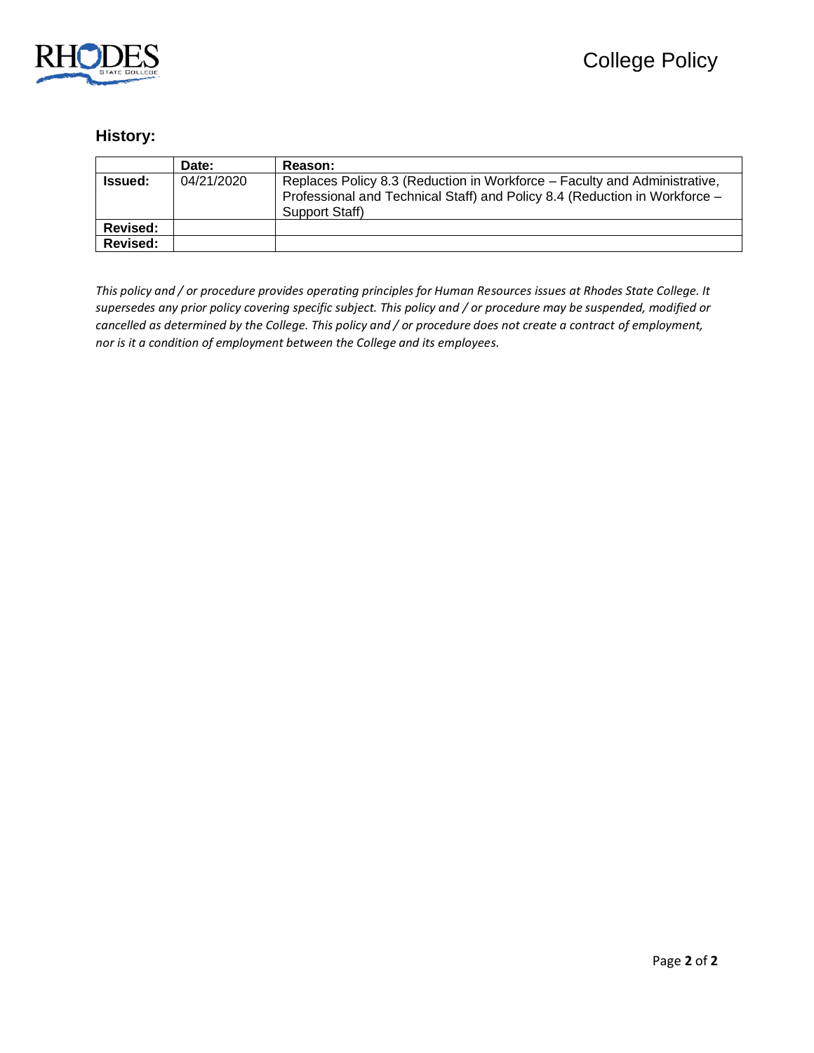## History:

| | Date: | Reason: |
|---|---|---|
| **Issued:** | 04/21/2020 | Replaces Policy 8.3 (Reduction in Workforce – Faculty and Administrative, Professional and Technical Staff) and Policy 8.4 (Reduction in Workforce – Support Staff) |
| **Revised:** | | |
| **Revised:** | | |

*This policy and / or procedure provides operating principles for Human Resources issues at Rhodes State College. It supersedes any prior policy covering specific subject. This policy and / or procedure may be suspended, modified or cancelled as determined by the College. This policy and / or procedure does not create a contract of employment, nor is it a condition of employment between the College and its employees.*